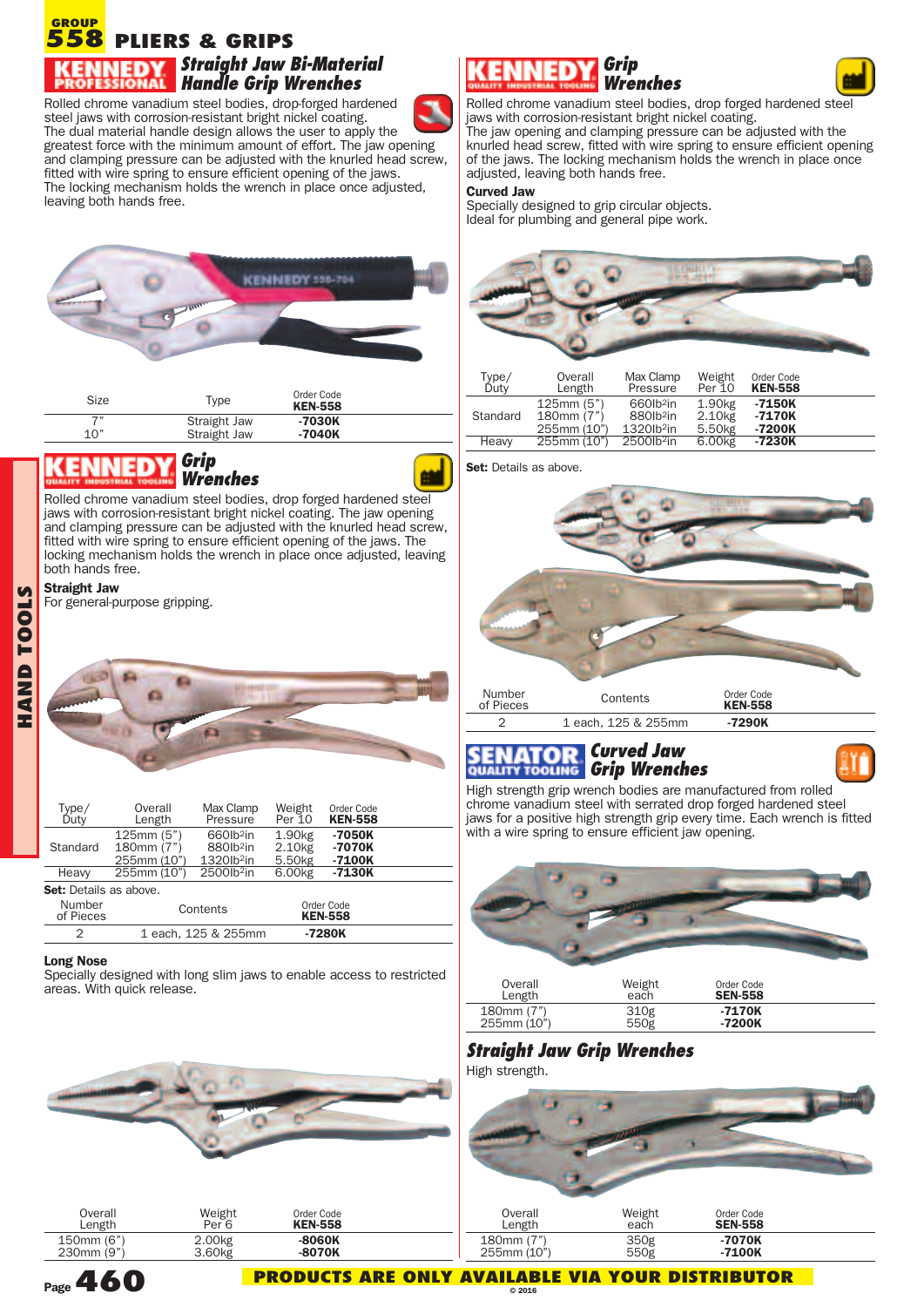# GROUP 558 PLIERS & GRIPS

## KENNEDY PROFESSIONAL — Straight Jaw Bi-Material Handle Grip Wrenches

Rolled chrome vanadium steel bodies, drop-forged hardened steel jaws with corrosion-resistant bright nickel coating.
The dual material handle design allows the user to apply the greatest force with the minimum amount of effort. The jaw opening and clamping pressure can be adjusted with the knurled head screw, fitted with wire spring to ensure efficient opening of the jaws.
The locking mechanism holds the wrench in place once adjusted, leaving both hands free.

| Size | Type | Order Code KEN-558 |
|---|---|---|
| 7" | Straight Jaw | **-7030K** |
| 10" | Straight Jaw | **-7040K** |

## KENNEDY — Grip Wrenches

Rolled chrome vanadium steel bodies, drop forged hardened steel jaws with corrosion-resistant bright nickel coating. The jaw opening and clamping pressure can be adjusted with the knurled head screw, fitted with wire spring to ensure efficient opening of the jaws. The locking mechanism holds the wrench in place once adjusted, leaving both hands free.

**Straight Jaw**
For general-purpose gripping.

| Type/ Duty | Overall Length | Max Clamp Pressure | Weight Per 10 | Order Code KEN-558 |
|---|---|---|---|---|
| Standard | 125mm (5") | 660lb²in | 1.90kg | **-7050K** |
| | 180mm (7") | 880lb²in | 2.10kg | **-7070K** |
| | 255mm (10") | 1320lb²in | 5.50kg | **-7100K** |
| Heavy | 255mm (10") | 2500lb²in | 6.00kg | **-7130K** |

**Set:** Details as above.

| Number of Pieces | Contents | Order Code KEN-558 |
|---|---|---|
| 2 | 1 each, 125 & 255mm | **-7280K** |

**Long Nose**
Specially designed with long slim jaws to enable access to restricted areas. With quick release.

| Overall Length | Weight Per 6 | Order Code KEN-558 |
|---|---|---|
| 150mm (6") | 2.00kg | **-8060K** |
| 230mm (9") | 3.60kg | **-8070K** |

## KENNEDY — Grip Wrenches

Rolled chrome vanadium steel bodies, drop forged hardened steel jaws with corrosion-resistant bright nickel coating.
The jaw opening and clamping pressure can be adjusted with the knurled head screw, fitted with wire spring to ensure efficient opening of the jaws. The locking mechanism holds the wrench in place once adjusted, leaving both hands free.

**Curved Jaw**
Specially designed to grip circular objects.
Ideal for plumbing and general pipe work.

| Type/ Duty | Overall Length | Max Clamp Pressure | Weight Per 10 | Order Code KEN-558 |
|---|---|---|---|---|
| Standard | 125mm (5") | 660lb²in | 1.90kg | **-7150K** |
| | 180mm (7") | 880lb²in | 2.10kg | **-7170K** |
| | 255mm (10") | 1320lb²in | 5.50kg | **-7200K** |
| Heavy | 255mm (10") | 2500lb²in | 6.00kg | **-7230K** |

**Set:** Details as above.

| Number of Pieces | Contents | Order Code KEN-558 |
|---|---|---|
| 2 | 1 each, 125 & 255mm | **-7290K** |

## SENATOR QUALITY TOOLING — Curved Jaw Grip Wrenches

High strength grip wrench bodies are manufactured from rolled chrome vanadium steel with serrated drop forged hardened steel jaws for a positive high strength grip every time. Each wrench is fitted with a wire spring to ensure efficient jaw opening.

| Overall Length | Weight each | Order Code SEN-558 |
|---|---|---|
| 180mm (7") | 310g | **-7170K** |
| 255mm (10") | 550g | **-7200K** |

## Straight Jaw Grip Wrenches

High strength.

| Overall Length | Weight each | Order Code SEN-558 |
|---|---|---|
| 180mm (7") | 350g | **-7070K** |
| 255mm (10") | 550g | **-7100K** |

**PRODUCTS ARE ONLY AVAILABLE VIA YOUR DISTRIBUTOR**

© 2016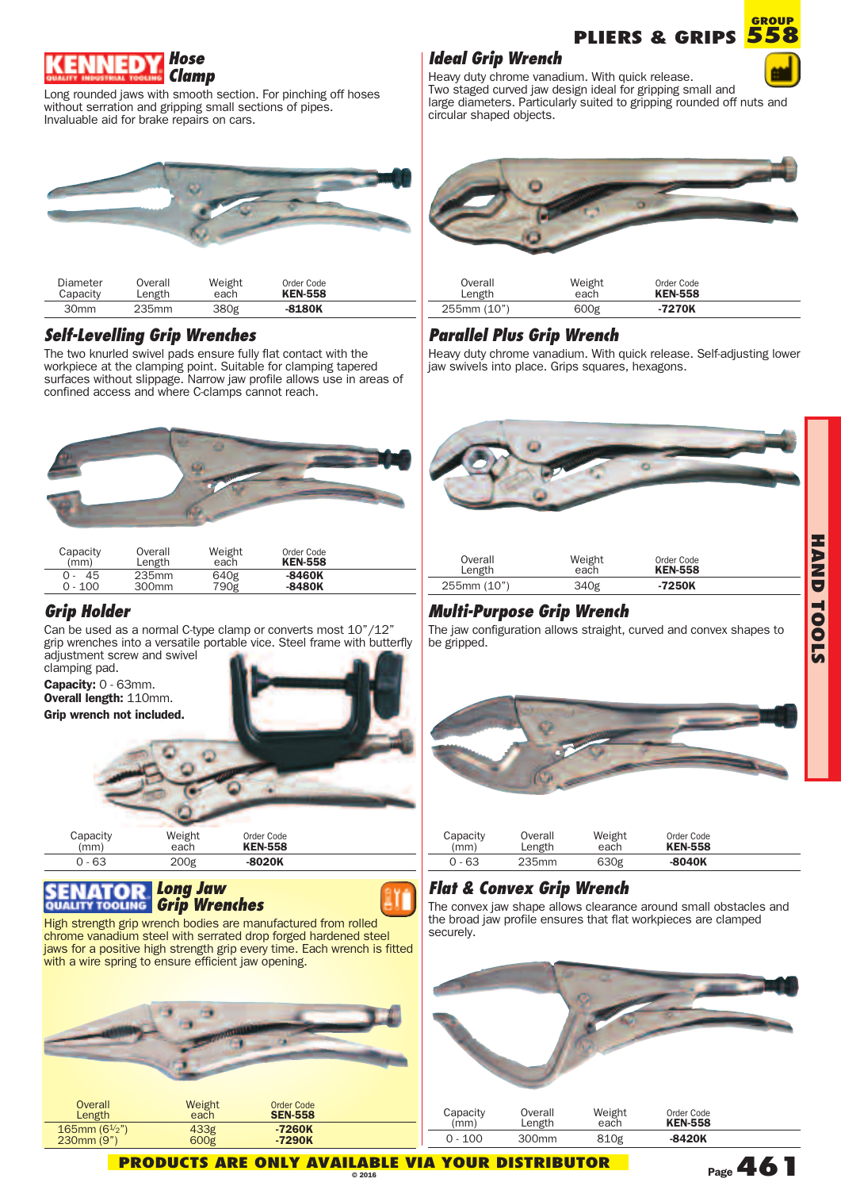## KENNEDY Hose Clamp

Long rounded jaws with smooth section. For pinching off hoses without serration and gripping small sections of pipes. Invaluable aid for brake repairs on cars.

| Diameter Capacity | Overall Length | Weight each | Order Code KEN-558 |
|---|---|---|---|
| 30mm | 235mm | 380g | -8180K |

## Self-Levelling Grip Wrenches

The two knurled swivel pads ensure fully flat contact with the workpiece at the clamping point. Suitable for clamping tapered surfaces without slippage. Narrow jaw profile allows use in areas of confined access and where C-clamps cannot reach.

| Capacity (mm) | Overall Length | Weight each | Order Code KEN-558 |
|---|---|---|---|
| 0 - 45 | 235mm | 640g | -8460K |
| 0 - 100 | 300mm | 790g | -8480K |

## Grip Holder

Can be used as a normal C-type clamp or converts most 10"/12" grip wrenches into a versatile portable vice. Steel frame with butterfly adjustment screw and swivel clamping pad.

**Capacity:** 0 - 63mm.
**Overall length:** 110mm.
**Grip wrench not included.**

| Capacity (mm) | Weight each | Order Code KEN-558 |
|---|---|---|
| 0 - 63 | 200g | -8020K |

## SENATOR Long Jaw Grip Wrenches

High strength grip wrench bodies are manufactured from rolled chrome vanadium with serrated drop forged hardened steel jaws for a positive high strength grip every time. Each wrench is fitted with a wire spring to ensure efficient jaw opening.

| Overall Length | Weight each | Order Code SEN-558 |
|---|---|---|
| 165mm (6½") | 433g | -7260K |
| 230mm (9") | 600g | -7290K |

## Ideal Grip Wrench

Heavy duty chrome vanadium. With quick release. Two staged curved jaw design ideal for gripping small and large diameters. Particularly suited to gripping rounded off nuts and circular shaped objects.

| Overall Length | Weight each | Order Code KEN-558 |
|---|---|---|
| 255mm (10") | 600g | -7270K |

## Parallel Plus Grip Wrench

Heavy duty chrome vanadium. With quick release. Self-adjusting lower jaw swivels into place. Grips squares, hexagons.

| Overall Length | Weight each | Order Code KEN-558 |
|---|---|---|
| 255mm (10") | 340g | -7250K |

## Multi-Purpose Grip Wrench

The jaw configuration allows straight, curved and convex shapes to be gripped.

| Capacity (mm) | Overall Length | Weight each | Order Code KEN-558 |
|---|---|---|---|
| 0 - 63 | 235mm | 630g | -8040K |

## Flat & Convex Grip Wrench

The convex jaw shape allows clearance around small obstacles and the broad jaw profile ensures that flat workpieces are clamped securely.

| Capacity (mm) | Overall Length | Weight each | Order Code KEN-558 |
|---|---|---|---|
| 0 - 100 | 300mm | 810g | -8420K |

**PRODUCTS ARE ONLY AVAILABLE VIA YOUR DISTRIBUTOR**

© 2016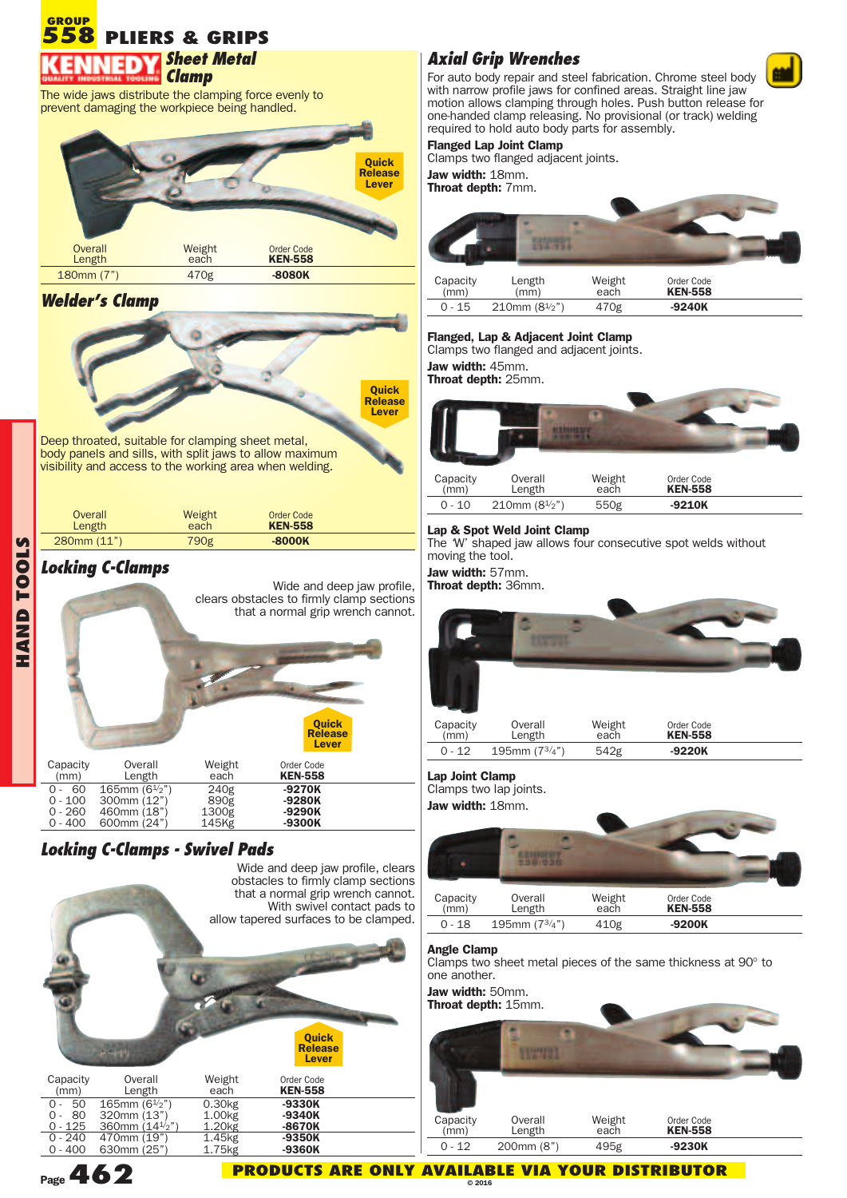# GROUP 558 PLIERS & GRIPS

## KENNEDY Sheet Metal Clamp

The wide jaws distribute the clamping force evenly to prevent damaging the workpiece being handled.

Quick Release Lever

| Overall Length | Weight each | Order Code KEN-558 |
|---|---|---|
| 180mm (7") | 470g | -8080K |

## Welder's Clamp

Quick Release Lever

Deep throated, suitable for clamping sheet metal, body panels and sills, with split jaws to allow maximum visibility and access to the working area when welding.

| Overall Length | Weight each | Order Code KEN-558 |
|---|---|---|
| 280mm (11") | 790g | -8000K |

## Locking C-Clamps

Wide and deep jaw profile, clears obstacles to firmly clamp sections that a normal grip wrench cannot.

Quick Release Lever

| Capacity (mm) | Overall Length | Weight each | Order Code KEN-558 |
|---|---|---|---|
| 0 - 60 | 165mm (6½") | 240g | -9270K |
| 0 - 100 | 300mm (12") | 890g | -9280K |
| 0 - 260 | 460mm (18") | 1300g | -9290K |
| 0 - 400 | 600mm (24") | 145Kg | -9300K |

## Locking C-Clamps - Swivel Pads

Wide and deep jaw profile, clears obstacles to firmly clamp sections that a normal grip wrench cannot. With swivel contact pads to allow tapered surfaces to be clamped.

Quick Release Lever

| Capacity (mm) | Overall Length | Weight each | Order Code KEN-558 |
|---|---|---|---|
| 0 - 50 | 165mm (6½") | 0.30kg | -9330K |
| 0 - 80 | 320mm (13") | 1.00kg | -9340K |
| 0 - 125 | 360mm (14½") | 1.20kg | -8670K |
| 0 - 240 | 470mm (19") | 1.45kg | -9350K |
| 0 - 400 | 630mm (25") | 1.75kg | -9360K |

## Axial Grip Wrenches

For auto body repair and steel fabrication. Chrome steel body with narrow profile jaws for confined areas. Straight line jaw motion allows clamping through holes. Push button release for one-handed clamp releasing. No provisional (or track) welding required to hold auto body parts for assembly.

### Flanged Lap Joint Clamp

Clamps two flanged adjacent joints.

**Jaw width:** 18mm.
**Throat depth:** 7mm.

| Capacity | Length (mm) | Weight each | Order Code KEN-558 |
|---|---|---|---|
| 0 - 15 | 210mm (8½") | 470g | -9240K |

### Flanged, Lap & Adjacent Joint Clamp

Clamps two flanged and adjacent joints.

**Jaw width:** 45mm.
**Throat depth:** 25mm.

| Capacity (mm) | Overall Length | Weight each | Order Code KEN-558 |
|---|---|---|---|
| 0 - 10 | 210mm (8½") | 550g | -9210K |

### Lap & Spot Weld Joint Clamp

The 'W' shaped jaw allows four consecutive spot welds without moving the tool.

**Jaw width:** 57mm.
**Throat depth:** 36mm.

| Capacity (mm) | Overall Length | Weight each | Order Code KEN-558 |
|---|---|---|---|
| 0 - 12 | 195mm (7¾") | 542g | -9220K |

### Lap Joint Clamp

Clamps two lap joints.

**Jaw width:** 18mm.

| Capacity (mm) | Overall Length | Weight each | Order Code KEN-558 |
|---|---|---|---|
| 0 - 18 | 195mm (7¾") | 410g | -9200K |

### Angle Clamp

Clamps two sheet metal pieces of the same thickness at 90° to one another.

**Jaw width:** 50mm.
**Throat depth:** 15mm.

| Capacity (mm) | Overall Length | Weight each | Order Code KEN-558 |
|---|---|---|---|
| 0 - 12 | 200mm (8") | 495g | -9230K |

PRODUCTS ARE ONLY AVAILABLE VIA YOUR DISTRIBUTOR

© 2016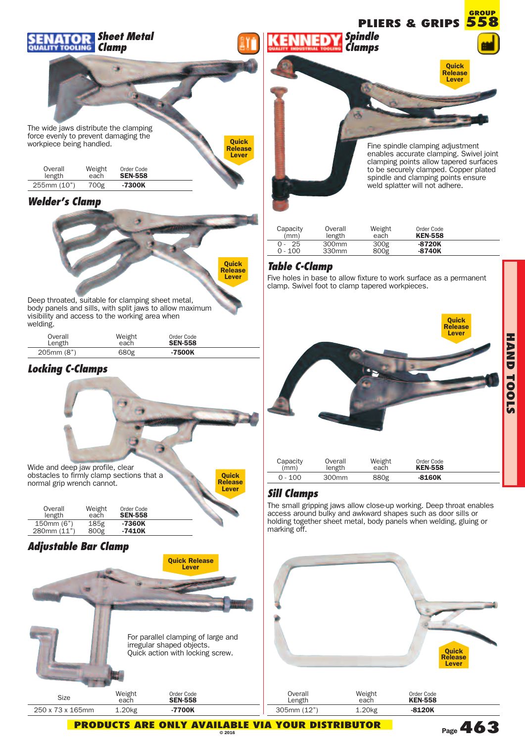# PLIERS & GRIPS

GROUP 558

## SENATOR Sheet Metal Clamp

The wide jaws distribute the clamping force evenly to prevent damaging the workpiece being handled.

Quick Release Lever

| Overall length | Weight each | Order Code SEN-558 |
|---|---|---|
| 255mm (10") | 700g | -7300K |

## Welder's Clamp

Quick Release Lever

Deep throated, suitable for clamping sheet metal, body panels and sills, with split jaws to allow maximum visibility and access to the working area when welding.

| Overall Length | Weight each | Order Code SEN-558 |
|---|---|---|
| 205mm (8") | 680g | -7500K |

## Locking C-Clamps

Wide and deep jaw profile, clear obstacles to firmly clamp sections that a normal grip wrench cannot.

Quick Release Lever

| Overall length | Weight each | Order Code SEN-558 |
|---|---|---|
| 150mm (6") | 185g | -7360K |
| 280mm (11") | 800g | -7410K |

## Adjustable Bar Clamp

Quick Release Lever

For parallel clamping of large and irregular shaped objects.
Quick action with locking screw.

| Size | Weight each | Order Code SEN-558 |
|---|---|---|
| 250 x 73 x 165mm | 1.20kg | -7700K |

## KENNEDY Spindle Clamps

Quick Release Lever

Fine spindle clamping adjustment enables accurate clamping. Swivel joint clamping points allow tapered surfaces to be securely clamped. Copper plated spindle and clamping points ensure weld splatter will not adhere.

| Capacity (mm) | Overall length | Weight each | Order Code KEN-558 |
|---|---|---|---|
| 0 - 25 | 300mm | 300g | -8720K |
| 0 - 100 | 330mm | 800g | -8740K |

## Table C-Clamp

Five holes in base to allow fixture to work surface as a permanent clamp. Swivel foot to clamp tapered workpieces.

Quick Release Lever

| Capacity (mm) | Overall length | Weight each | Order Code KEN-558 |
|---|---|---|---|
| 0 - 100 | 300mm | 880g | -8160K |

## Sill Clamps

The small gripping jaws allow close-up working. Deep throat enables access around bulky and awkward shapes such as door sills or holding together sheet metal, body panels when welding, gluing or marking off.

Quick Release Lever

| Overall Length | Weight each | Order Code KEN-558 |
|---|---|---|
| 305mm (12") | 1.20kg | -8120K |

HAND TOOLS

PRODUCTS ARE ONLY AVAILABLE VIA YOUR DISTRIBUTOR

© 2016